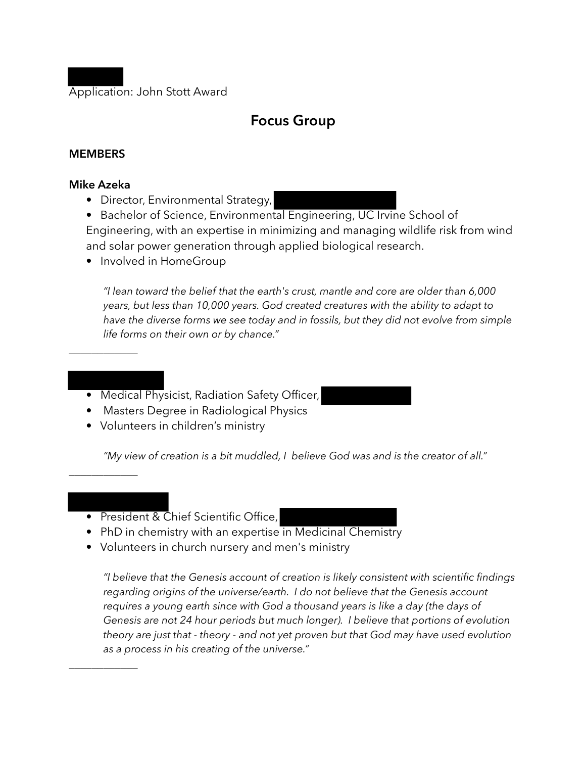Application: John Stott Award

# Focus Group

## MEMBERS

**Mike Azeka**

- Director, Environmental Strategy,
- Bachelor of Science, Environmental Engineering, UC Irvine School of Engineering, with an expertise in minimizing and managing wildlife risk from wind and solar power generation through applied biological research.
- Involved in HomeGroup

> *"I lean toward the belief that the earth's crust, mantle and core are older than 6,000 years, but less than 10,000 years. God created creatures with the ability to adapt to have the diverse forms we see today and in fossils, but they did not evolve from simple life forms on their own or by chance."*

---

- Medical Physicist, Radiation Safety Officer,
- Masters Degree in Radiological Physics
- Volunteers in children's ministry

> *"My view of creation is a bit muddled, I believe God was and is the creator of all."*

---

- President & Chief Scientific Office,
- PhD in chemistry with an expertise in Medicinal Chemistry
- Volunteers in church nursery and men's ministry

> *"I believe that the Genesis account of creation is likely consistent with scientific findings regarding origins of the universe/earth. I do not believe that the Genesis account requires a young earth since with God a thousand years is like a day (the days of Genesis are not 24 hour periods but much longer). I believe that portions of evolution theory are just that - theory - and not yet proven but that God may have used evolution as a process in his creating of the universe."*

---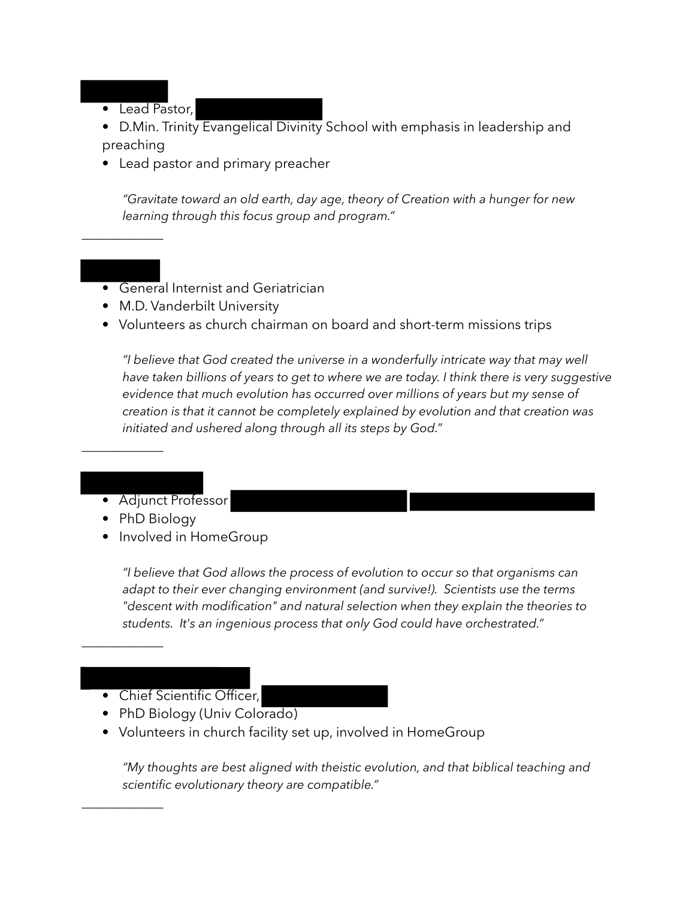- Lead Pastor,
- D.Min. Trinity Evangelical Divinity School with emphasis in leadership and preaching
- Lead pastor and primary preacher

> *"Gravitate toward an old earth, day age, theory of Creation with a hunger for new learning through this focus group and program."*

---

- General Internist and Geriatrician
- M.D. Vanderbilt University
- Volunteers as church chairman on board and short-term missions trips

> *"I believe that God created the universe in a wonderfully intricate way that may well have taken billions of years to get to where we are today. I think there is very suggestive evidence that much evolution has occurred over millions of years but my sense of creation is that it cannot be completely explained by evolution and that creation was initiated and ushered along through all its steps by God."*

---

- Adjunct Professor
- PhD Biology
- Involved in HomeGroup

> *"I believe that God allows the process of evolution to occur so that organisms can adapt to their ever changing environment (and survive!). Scientists use the terms "descent with modification" and natural selection when they explain the theories to students. It's an ingenious process that only God could have orchestrated."*

---

- Chief Scientific Officer,
- PhD Biology (Univ Colorado)
- Volunteers in church facility set up, involved in HomeGroup

> *"My thoughts are best aligned with theistic evolution, and that biblical teaching and scientific evolutionary theory are compatible."*

---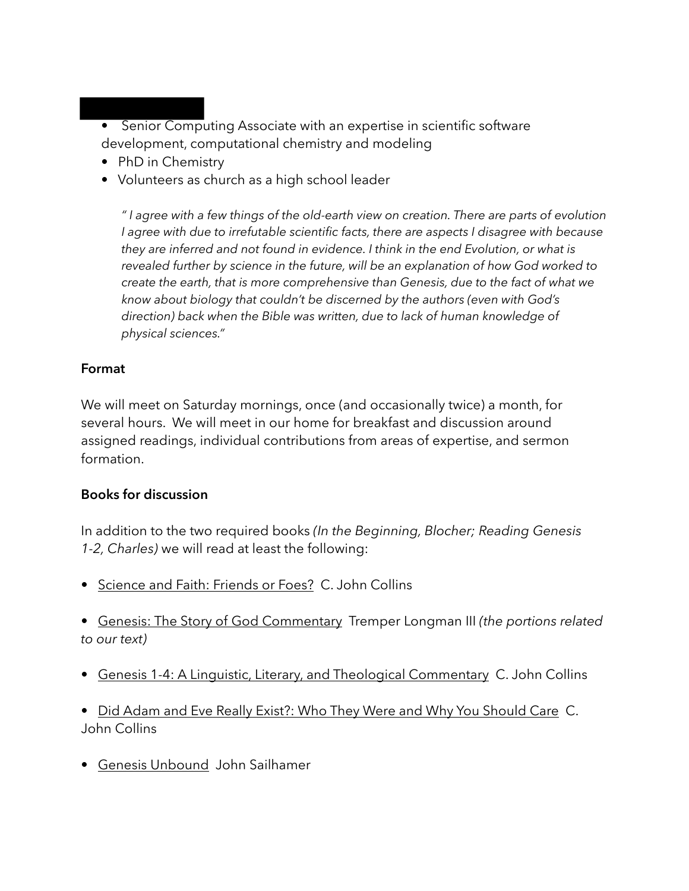- Senior Computing Associate with an expertise in scientific software development, computational chemistry and modeling
- PhD in Chemistry
- Volunteers as church as a high school leader

> *" I agree with a few things of the old-earth view on creation. There are parts of evolution I agree with due to irrefutable scientific facts, there are aspects I disagree with because they are inferred and not found in evidence. I think in the end Evolution, or what is revealed further by science in the future, will be an explanation of how God worked to create the earth, that is more comprehensive than Genesis, due to the fact of what we know about biology that couldn't be discerned by the authors (even with God's direction) back when the Bible was written, due to lack of human knowledge of physical sciences."*

**Format**

We will meet on Saturday mornings, once (and occasionally twice) a month, for several hours. We will meet in our home for breakfast and discussion around assigned readings, individual contributions from areas of expertise, and sermon formation.

**Books for discussion**

In addition to the two required books *(In the Beginning, Blocher; Reading Genesis 1-2, Charles)* we will read at least the following:

- Science and Faith: Friends or Foes? C. John Collins
- Genesis: The Story of God Commentary Tremper Longman III *(the portions related to our text)*
- Genesis 1-4: A Linguistic, Literary, and Theological Commentary C. John Collins
- Did Adam and Eve Really Exist?: Who They Were and Why You Should Care C. John Collins
- Genesis Unbound John Sailhamer